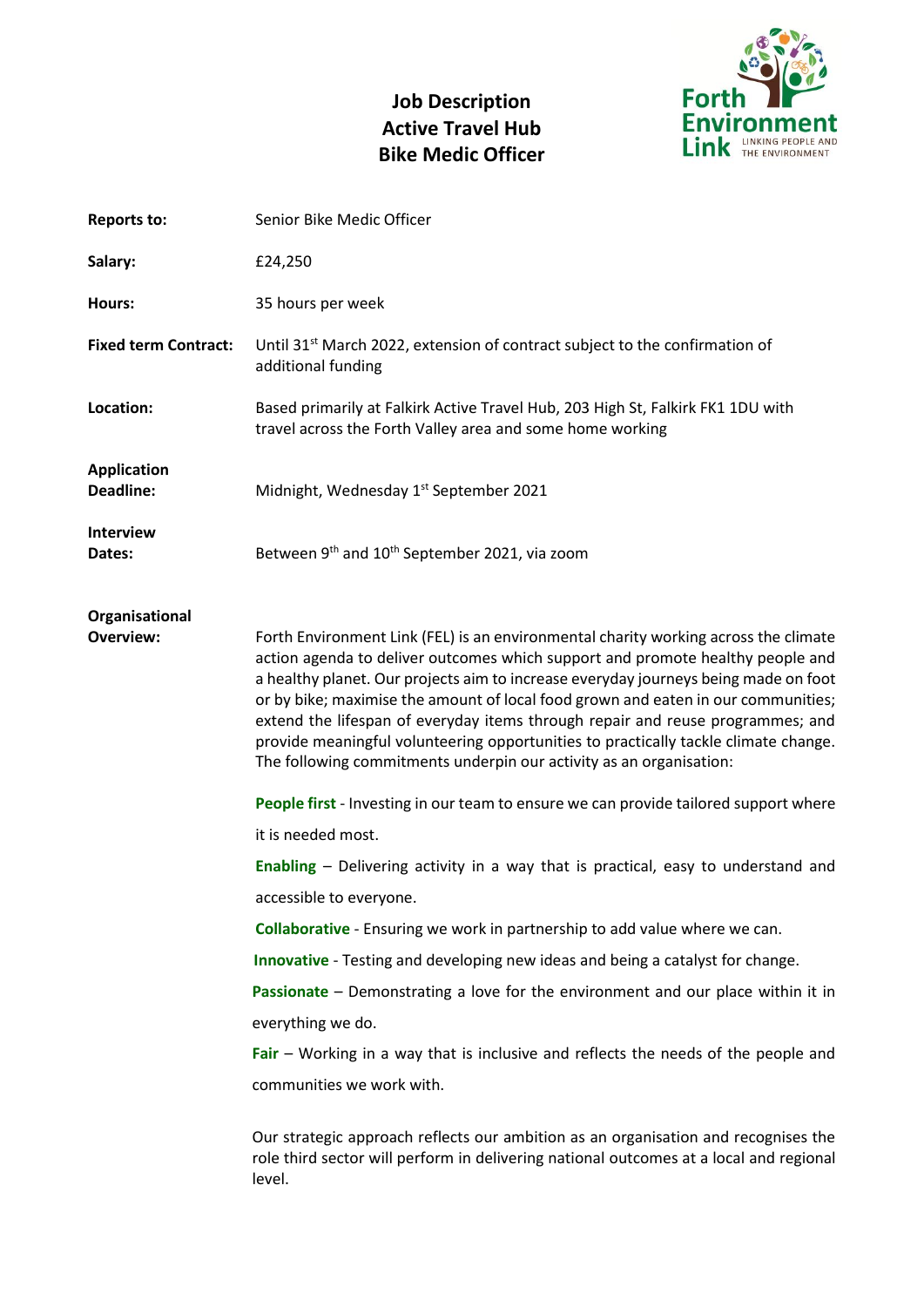# Job Description
## Active Travel Hub
## Bike Medic Officer

Forth Environment Link — LINKING PEOPLE AND THE ENVIRONMENT

**Reports to:** Senior Bike Medic Officer

**Salary:** £24,250

**Hours:** 35 hours per week

**Fixed term Contract:** Until 31st March 2022, extension of contract subject to the confirmation of additional funding

**Location:** Based primarily at Falkirk Active Travel Hub, 203 High St, Falkirk FK1 1DU with travel across the Forth Valley area and some home working

**Application Deadline:** Midnight, Wednesday 1st September 2021

**Interview Dates:** Between 9th and 10th September 2021, via zoom

**Organisational Overview:**

Forth Environment Link (FEL) is an environmental charity working across the climate action agenda to deliver outcomes which support and promote healthy people and a healthy planet. Our projects aim to increase everyday journeys being made on foot or by bike; maximise the amount of local food grown and eaten in our communities; extend the lifespan of everyday items through repair and reuse programmes; and provide meaningful volunteering opportunities to practically tackle climate change. The following commitments underpin our activity as an organisation:

**People first** - Investing in our team to ensure we can provide tailored support where it is needed most.

**Enabling** – Delivering activity in a way that is practical, easy to understand and accessible to everyone.

**Collaborative** - Ensuring we work in partnership to add value where we can.

**Innovative** - Testing and developing new ideas and being a catalyst for change.

**Passionate** – Demonstrating a love for the environment and our place within it in everything we do.

**Fair** – Working in a way that is inclusive and reflects the needs of the people and communities we work with.

Our strategic approach reflects our ambition as an organisation and recognises the role third sector will perform in delivering national outcomes at a local and regional level.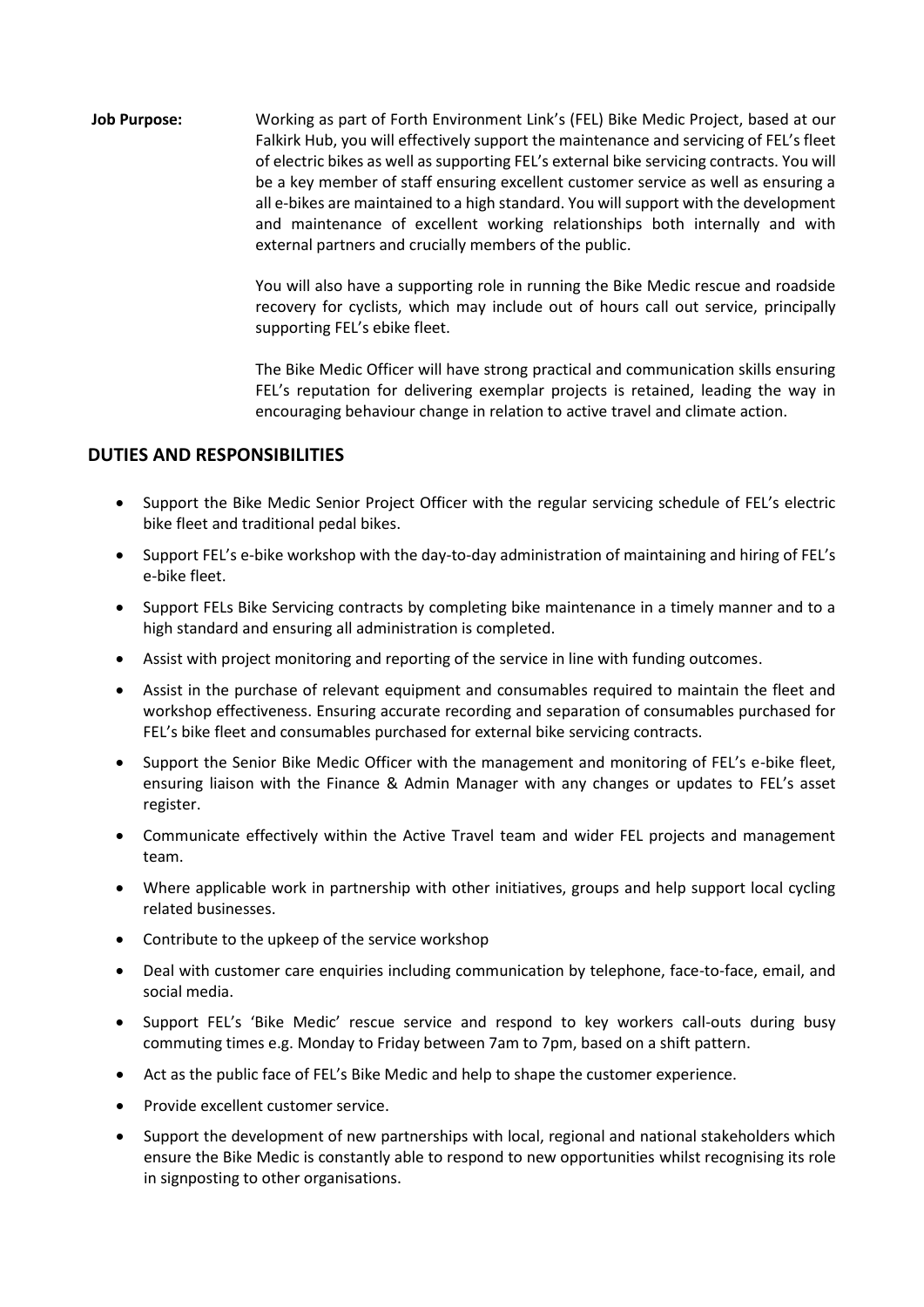**Job Purpose:** Working as part of Forth Environment Link's (FEL) Bike Medic Project, based at our Falkirk Hub, you will effectively support the maintenance and servicing of FEL's fleet of electric bikes as well as supporting FEL's external bike servicing contracts. You will be a key member of staff ensuring excellent customer service as well as ensuring a all e-bikes are maintained to a high standard. You will support with the development and maintenance of excellent working relationships both internally and with external partners and crucially members of the public.

You will also have a supporting role in running the Bike Medic rescue and roadside recovery for cyclists, which may include out of hours call out service, principally supporting FEL's ebike fleet.

The Bike Medic Officer will have strong practical and communication skills ensuring FEL's reputation for delivering exemplar projects is retained, leading the way in encouraging behaviour change in relation to active travel and climate action.

## DUTIES AND RESPONSIBILITIES

- Support the Bike Medic Senior Project Officer with the regular servicing schedule of FEL's electric bike fleet and traditional pedal bikes.
- Support FEL's e-bike workshop with the day-to-day administration of maintaining and hiring of FEL's e-bike fleet.
- Support FELs Bike Servicing contracts by completing bike maintenance in a timely manner and to a high standard and ensuring all administration is completed.
- Assist with project monitoring and reporting of the service in line with funding outcomes.
- Assist in the purchase of relevant equipment and consumables required to maintain the fleet and workshop effectiveness. Ensuring accurate recording and separation of consumables purchased for FEL's bike fleet and consumables purchased for external bike servicing contracts.
- Support the Senior Bike Medic Officer with the management and monitoring of FEL's e-bike fleet, ensuring liaison with the Finance & Admin Manager with any changes or updates to FEL's asset register.
- Communicate effectively within the Active Travel team and wider FEL projects and management team.
- Where applicable work in partnership with other initiatives, groups and help support local cycling related businesses.
- Contribute to the upkeep of the service workshop
- Deal with customer care enquiries including communication by telephone, face-to-face, email, and social media.
- Support FEL's 'Bike Medic' rescue service and respond to key workers call-outs during busy commuting times e.g. Monday to Friday between 7am to 7pm, based on a shift pattern.
- Act as the public face of FEL's Bike Medic and help to shape the customer experience.
- Provide excellent customer service.
- Support the development of new partnerships with local, regional and national stakeholders which ensure the Bike Medic is constantly able to respond to new opportunities whilst recognising its role in signposting to other organisations.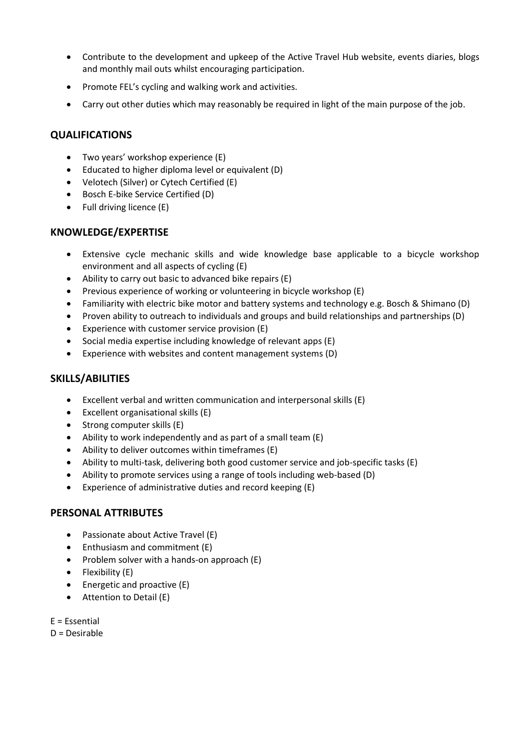- Contribute to the development and upkeep of the Active Travel Hub website, events diaries, blogs and monthly mail outs whilst encouraging participation.
- Promote FEL's cycling and walking work and activities.
- Carry out other duties which may reasonably be required in light of the main purpose of the job.

## QUALIFICATIONS

- Two years' workshop experience (E)
- Educated to higher diploma level or equivalent (D)
- Velotech (Silver) or Cytech Certified (E)
- Bosch E-bike Service Certified (D)
- Full driving licence (E)

## KNOWLEDGE/EXPERTISE

- Extensive cycle mechanic skills and wide knowledge base applicable to a bicycle workshop environment and all aspects of cycling (E)
- Ability to carry out basic to advanced bike repairs (E)
- Previous experience of working or volunteering in bicycle workshop (E)
- Familiarity with electric bike motor and battery systems and technology e.g. Bosch & Shimano (D)
- Proven ability to outreach to individuals and groups and build relationships and partnerships (D)
- Experience with customer service provision (E)
- Social media expertise including knowledge of relevant apps (E)
- Experience with websites and content management systems (D)

## SKILLS/ABILITIES

- Excellent verbal and written communication and interpersonal skills (E)
- Excellent organisational skills (E)
- Strong computer skills (E)
- Ability to work independently and as part of a small team (E)
- Ability to deliver outcomes within timeframes (E)
- Ability to multi-task, delivering both good customer service and job-specific tasks (E)
- Ability to promote services using a range of tools including web-based (D)
- Experience of administrative duties and record keeping (E)

## PERSONAL ATTRIBUTES

- Passionate about Active Travel (E)
- Enthusiasm and commitment (E)
- Problem solver with a hands-on approach (E)
- Flexibility (E)
- Energetic and proactive (E)
- Attention to Detail (E)

E = Essential
D = Desirable